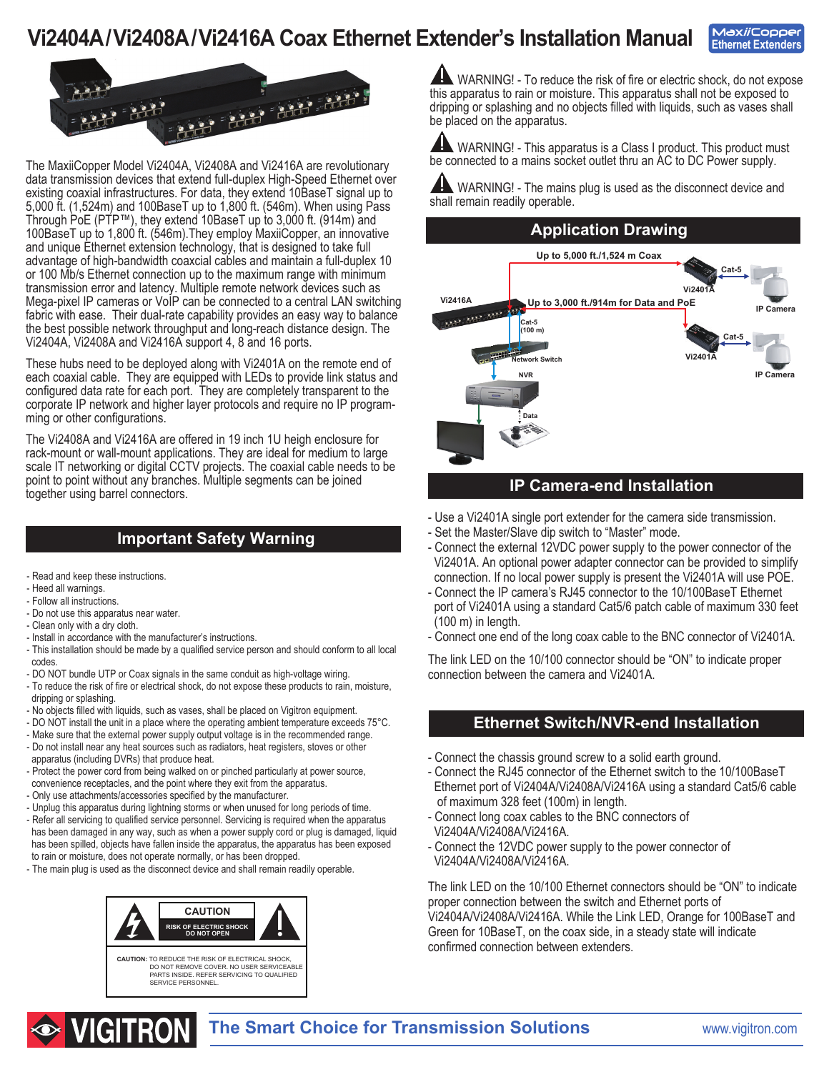# Vi2404A / Vi2408A / Vi2416A Coax Ethernet Extender's Installation Manual

MaxiiCopper Ethernet Extenders

The MaxiiCopper Model Vi2404A, Vi2408A and Vi2416A are revolutionary data transmission devices that extend full-duplex High-Speed Ethernet over existing coaxial infrastructures. For data, they extend 10BaseT signal up to 5,000 ft. (1,524m) and 100BaseT up to 1,800 ft. (546m). When using Pass Through PoE (PTP™), they extend 10BaseT up to 3,000 ft. (914m) and 100BaseT up to 1,800 ft. (546m).They employ MaxiiCopper, an innovative and unique Ethernet extension technology, that is designed to take full advantage of high-bandwidth coaxial cables and maintain a full-duplex 10 or 100 Mb/s Ethernet connection up to the maximum range with minimum transmission error and latency. Multiple remote network devices such as Mega-pixel IP cameras or VoIP can be connected to a central LAN switching fabric with ease. Their dual-rate capability provides an easy way to balance the best possible network throughput and long-reach distance design. The Vi2404A, Vi2408A and Vi2416A support 4, 8 and 16 ports.

These hubs need to be deployed along with Vi2401A on the remote end of each coaxial cable. They are equipped with LEDs to provide link status and configured data rate for each port. They are completely transparent to the corporate IP network and higher layer protocols and require no IP programming or other configurations.

The Vi2408A and Vi2416A are offered in 19 inch 1U heigh enclosure for rack-mount or wall-mount applications. They are ideal for medium to large scale IT networking or digital CCTV projects. The coaxial cable needs to be point to point without any branches. Multiple segments can be joined together using barrel connectors.

## Important Safety Warning

- Read and keep these instructions.
- Heed all warnings.
- Follow all instructions.
- Do not use this apparatus near water.
- Clean only with a dry cloth.
- Install in accordance with the manufacturer's instructions.
- This installation should be made by a qualified service person and should conform to all local codes.
- DO NOT bundle UTP or Coax signals in the same conduit as high-voltage wiring.
- To reduce the risk of fire or electrical shock, do not expose these products to rain, moisture, dripping or splashing.
- No objects filled with liquids, such as vases, shall be placed on Vigitron equipment.
- DO NOT install the unit in a place where the operating ambient temperature exceeds 75°C.
- Make sure that the external power supply output voltage is in the recommended range.
- Do not install near any heat sources such as radiators, heat registers, stoves or other apparatus (including DVRs) that produce heat.
- Protect the power cord from being walked on or pinched particularly at power source, convenience receptacles, and the point where they exit from the apparatus.
- Only use attachments/accessories specified by the manufacturer.
- Unplug this apparatus during lightning storms or when unused for long periods of time.
- Refer all servicing to qualified service personnel. Servicing is required when the apparatus has been damaged in any way, such as when a power supply cord or plug is damaged, liquid has been spilled, objects have fallen inside the apparatus, the apparatus has been exposed to rain or moisture, does not operate normally, or has been dropped.
- The main plug is used as the disconnect device and shall remain readily operable.

**CAUTION**
RISK OF ELECTRIC SHOCK DO NOT OPEN

**CAUTION:** TO REDUCE THE RISK OF ELECTRICAL SHOCK, DO NOT REMOVE COVER. NO USER SERVICEABLE PARTS INSIDE. REFER SERVICING TO QUALIFIED SERVICE PERSONNEL.

WARNING! - To reduce the risk of fire or electric shock, do not expose this apparatus to rain or moisture. This apparatus shall not be exposed to dripping or splashing and no objects filled with liquids, such as vases shall be placed on the apparatus.

WARNING! - This apparatus is a Class I product. This product must be connected to a mains socket outlet thru an AC to DC Power supply.

WARNING! - The mains plug is used as the disconnect device and shall remain readily operable.

## Application Drawing

Up to 5,000 ft./1,524 m Coax — Vi2416A — Up to 3,000 ft./914m for Data and PoE — Vi2401A — Cat-5 — IP Camera — Cat-5 (100 m) — Network Switch — NVR — Data

## IP Camera-end Installation

- Use a Vi2401A single port extender for the camera side transmission.
- Set the Master/Slave dip switch to "Master" mode.
- Connect the external 12VDC power supply to the power connector of the Vi2401A. An optional power adapter connector can be provided to simplify connection. If no local power supply is present the Vi2401A will use POE.
- Connect the IP camera's RJ45 connector to the 10/100BaseT Ethernet port of Vi2401A using a standard Cat5/6 patch cable of maximum 330 feet (100 m) in length.
- Connect one end of the long coax cable to the BNC connector of Vi2401A.

The link LED on the 10/100 connector should be "ON" to indicate proper connection between the camera and Vi2401A.

## Ethernet Switch/NVR-end Installation

- Connect the chassis ground screw to a solid earth ground.
- Connect the RJ45 connector of the Ethernet switch to the 10/100BaseT Ethernet port of Vi2404A/Vi2408A/Vi2416A using a standard Cat5/6 cable of maximum 328 feet (100m) in length.
- Connect long coax cables to the BNC connectors of Vi2404A/Vi2408A/Vi2416A.
- Connect the 12VDC power supply to the power connector of Vi2404A/Vi2408A/Vi2416A.

The link LED on the 10/100 Ethernet connectors should be "ON" to indicate proper connection between the switch and Ethernet ports of Vi2404A/Vi2408A/Vi2416A. While the Link LED, Orange for 100BaseT and Green for 10BaseT, on the coax side, in a steady state will indicate confirmed connection between extenders.

VIGITRON — The Smart Choice for Transmission Solutions — www.vigitron.com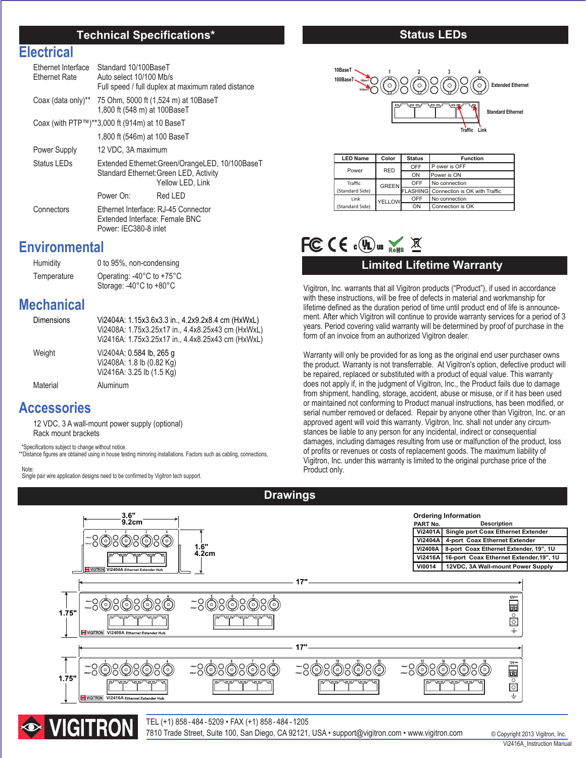## Technical Specifications*

### Electrical

Ethernet Interface — Standard 10/100BaseT
Ethernet Rate — Auto select 10/100 Mb/s
Full speed / full duplex at maximum rated distance

Coax (data only)** — 75 Ohm, 5000 ft (1,524 m) at 10BaseT
1,800 ft (548 m) at 100BaseT

Coax (with PTP™)** — 3,000 ft (914m) at 10 BaseT
1,800 ft (546m) at 100 BaseT

Power Supply — 12 VDC, 3A maximum

Status LEDs — Extended Ethernet:Green/OrangeLED, 10/100BaseT
Standard Ethernet:Green LED, Activity
Yellow LED, Link
Power On: Red LED

Connectors — Ethernet Interface: RJ-45 Connector
Extended Interface: Female BNC
Power: IEC380-8 inlet

### Environmental

Humidity — 0 to 95%, non-condensing
Temperature — Operating: -40°C to +75°C
Storage: -40°C to +80°C

### Mechanical

Dimensions — Vi2404A: 1.15x3.6x3.3 in., 4.2x9.2x8.4 cm (HxWxL)
Vi2408A: 1.75x3.25x17 in., 4.4x8.25x43 cm (HxWxL)
Vi2416A: 1.75x3.25x17 in., 4.4x8.25x43 cm (HxWxL)

Weight — Vi2404A: 0.584 lb, 265 g
Vi2408A: 1.8 lb (0.82 Kg)
Vi2416A: 3.25 lb (1.5 Kg)

Material — Aluminum

### Accessories

12 VDC, 3 A wall-mount power supply (optional)
Rack mount brackets

*Specifications subject to change without notice.
**Distance figures are obtained using in house testing mirroring installations. Factors such as cabling, connections,

Note:
Single pair wire application designs need to be confirmed by Vigitron tech support.

## Status LEDs

10BaseT
100BaseT
1 2 3 4
Extended Ethernet
Standard Ethernet
Traffic Link

| LED Name | Color | Status | Function |
|---|---|---|---|
| Power | RED | OFF | P ower is OFF |
| | | ON | Power is ON |
| Traffic (Standard Side) | GREEN | OFF | No connection |
| | | FLASHING | Connection is OK with Traffic |
| Link (Standard Side) | YELLOW | OFF | No connection |
| | | ON | Connection is OK |

## Limited Lifetime Warranty

Vigitron, Inc. warrants that all Vigitron products ("Product"), if used in accordance with these instructions, will be free of defects in material and workmanship for lifetime defined as the duration period of time until product end of life is announcement. After which Vigitron will continue to provide warranty services for a period of 3 years. Period covering valid warranty will be determined by proof of purchase in the form of an invoice from an authorized Vigitron dealer.

Warranty will only be provided for as long as the original end user purchaser owns the product. Warranty is not transferrable. At Vigitron's option, defective product will be repaired, replaced or substituted with a product of equal value. This warranty does not apply if, in the judgment of Vigitron, Inc., the Product fails due to damage from shipment, handling, storage, accident, abuse or misuse, or if it has been used or maintained not conforming to Product manual instructions, has been modified, or serial number removed or defaced. Repair by anyone other than Vigitron, Inc. or an approved agent will void this warranty. Vigitron, Inc. shall not under any circumstances be liable to any person for any incidental, indirect or consequential damages, including damages resulting from use or malfunction of the product, loss of profits or revenues or costs of replacement goods. The maximum liability of Vigitron, Inc. under this warranty is limited to the original purchase price of the Product only.

## Drawings

3.6"
9.2cm
1.6"
4.2cm
Vi2404A Ethernet Extender Hub

17"
1.75"
Vi2408A Ethernet Extender Hub

17"
1.75"
Vi2416A Ethernet Extender Hub

**Ordering Information**

| PART No. | Description |
|---|---|
| Vi2401A | Single port Coax Ethernet Extender |
| Vi2404A | 4-port Coax Ethernet Extender |
| Vi2408A | 8-port Coax Ethernet Extender, 19", 1U |
| Vi2416A | 16-port Coax Ethernet Extender,19", 1U |
| Vi0014 | 12VDC, 3A Wall-mount Power Supply |

VIGITRON
TEL (+1) 858-484-5209 • FAX (+1) 858-484-1205
7810 Trade Street, Suite 100, San Diego, CA 92121, USA • support@vigitron.com • www.vigitron.com
© Copyright 2013 Vigitron, Inc.
Vi2416A_Instruction Manual